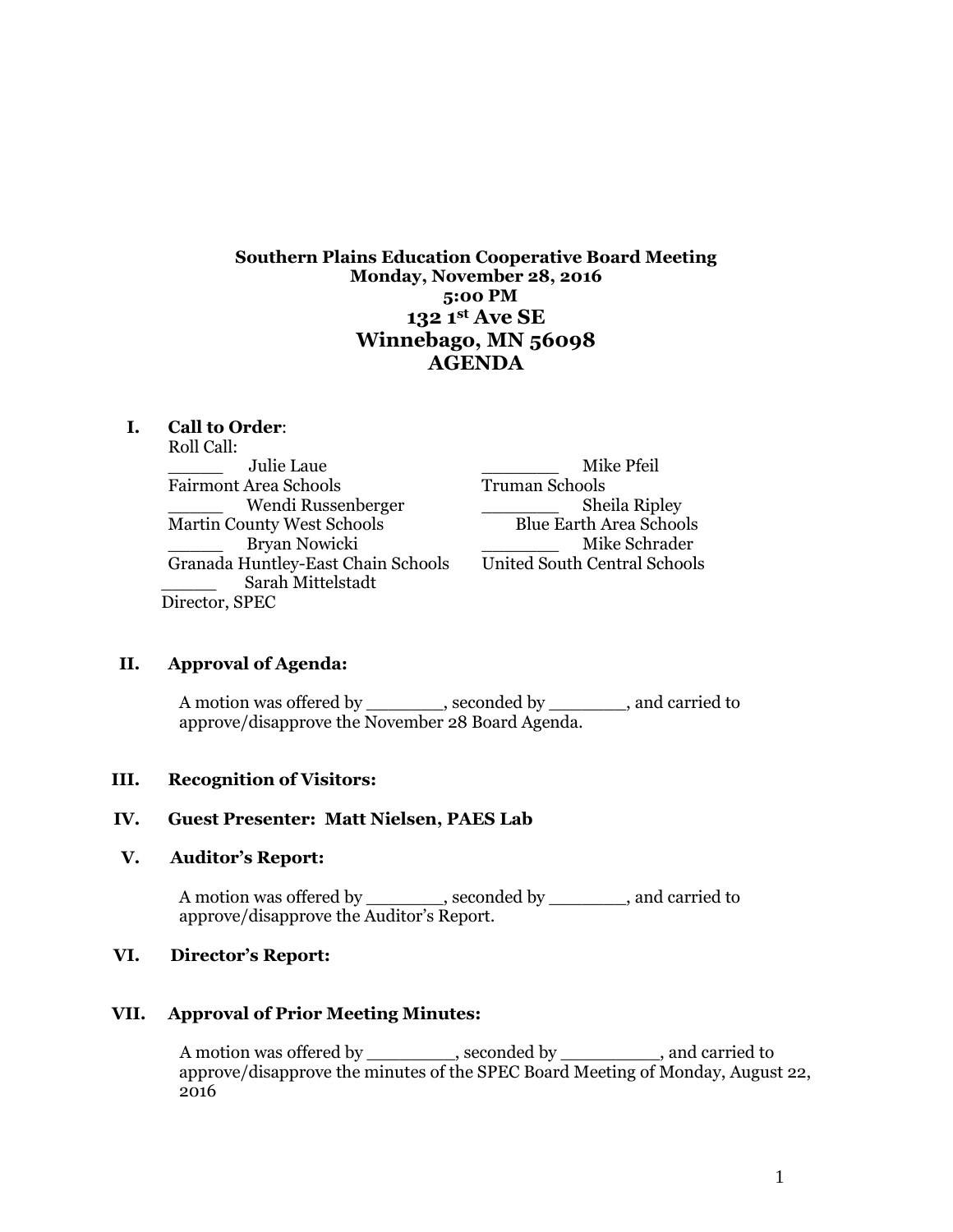**Southern Plains Education Cooperative Board Meeting**
**Monday, November 28, 2016**
**5:00 PM**

# 132 1st Ave SE
# Winnebago, MN 56098
# AGENDA

**I. Call to Order**:

Roll Call:

| | |
|---|---|
| _____ Julie Laue<br>Fairmont Area Schools | _______ Mike Pfeil<br>Truman Schools |
| _____ Wendi Russenberger<br>Martin County West Schools | _______ Sheila Ripley<br>Blue Earth Area Schools |
| _____ Bryan Nowicki<br>Granada Huntley-East Chain Schools | _______ Mike Schrader<br>United South Central Schools |
| _____ Sarah Mittelstadt<br>Director, SPEC | |

**II. Approval of Agenda:**

A motion was offered by _______, seconded by _______, and carried to approve/disapprove the November 28 Board Agenda.

**III. Recognition of Visitors:**

**IV. Guest Presenter: Matt Nielsen, PAES Lab**

**V. Auditor's Report:**

A motion was offered by _______, seconded by _______, and carried to approve/disapprove the Auditor's Report.

**VI. Director's Report:**

**VII. Approval of Prior Meeting Minutes:**

A motion was offered by ________, seconded by _________, and carried to approve/disapprove the minutes of the SPEC Board Meeting of Monday, August 22, 2016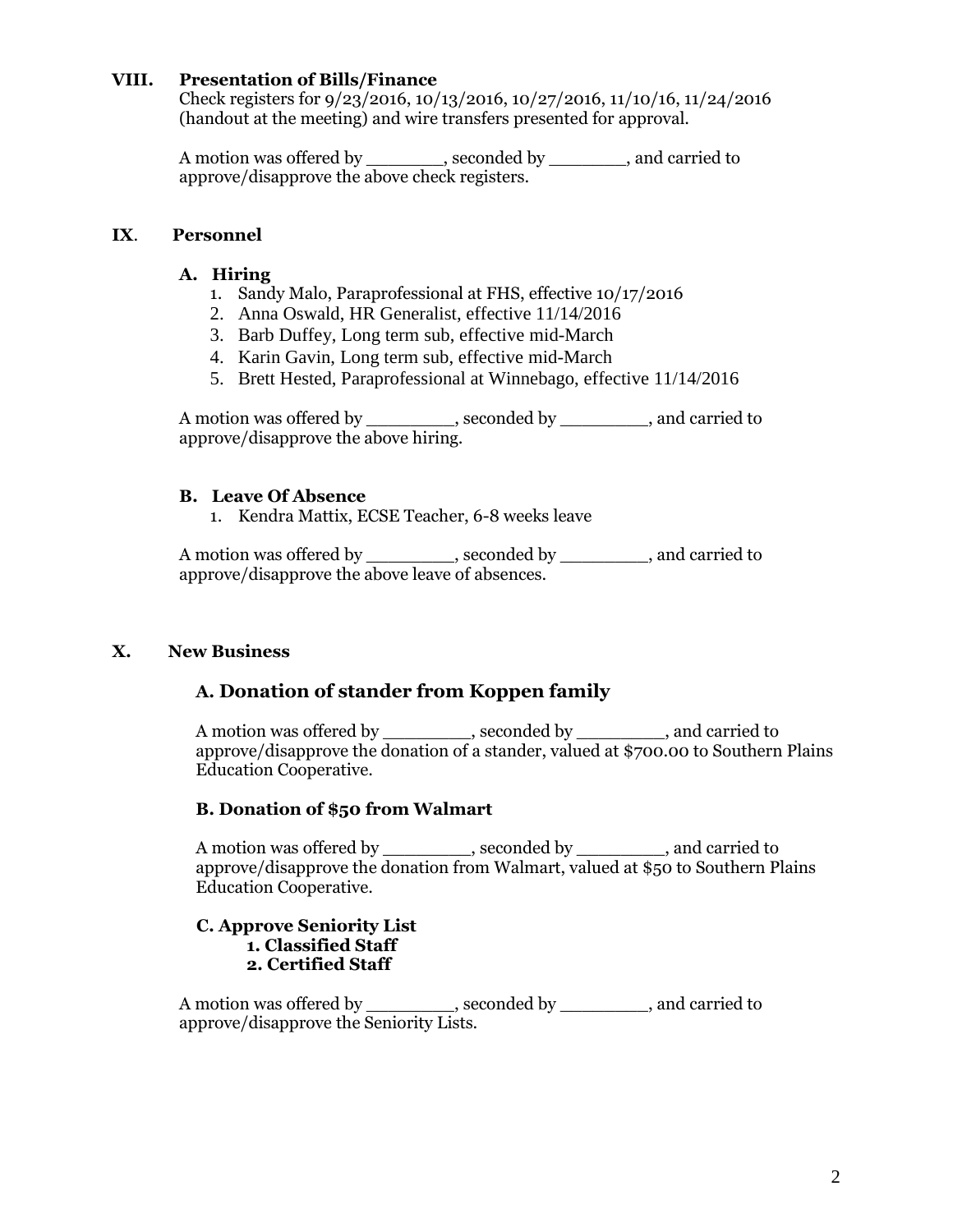## VIII. Presentation of Bills/Finance

Check registers for 9/23/2016, 10/13/2016, 10/27/2016, 11/10/16, 11/24/2016 (handout at the meeting) and wire transfers presented for approval.

A motion was offered by _______, seconded by _______, and carried to approve/disapprove the above check registers.

## IX. Personnel

### A. Hiring

1. Sandy Malo, Paraprofessional at FHS, effective 10/17/2016
2. Anna Oswald, HR Generalist, effective 11/14/2016
3. Barb Duffey, Long term sub, effective mid-March
4. Karin Gavin, Long term sub, effective mid-March
5. Brett Hested, Paraprofessional at Winnebago, effective 11/14/2016

A motion was offered by ________, seconded by ________, and carried to approve/disapprove the above hiring.

### B. Leave Of Absence

1. Kendra Mattix, ECSE Teacher, 6-8 weeks leave

A motion was offered by ________, seconded by ________, and carried to approve/disapprove the above leave of absences.

## X. New Business

### A. Donation of stander from Koppen family

A motion was offered by ________, seconded by ________, and carried to approve/disapprove the donation of a stander, valued at $700.00 to Southern Plains Education Cooperative.

### B. Donation of $50 from Walmart

A motion was offered by ________, seconded by ________, and carried to approve/disapprove the donation from Walmart, valued at $50 to Southern Plains Education Cooperative.

### C. Approve Seniority List

1. **Classified Staff**
2. **Certified Staff**

A motion was offered by ________, seconded by ________, and carried to approve/disapprove the Seniority Lists.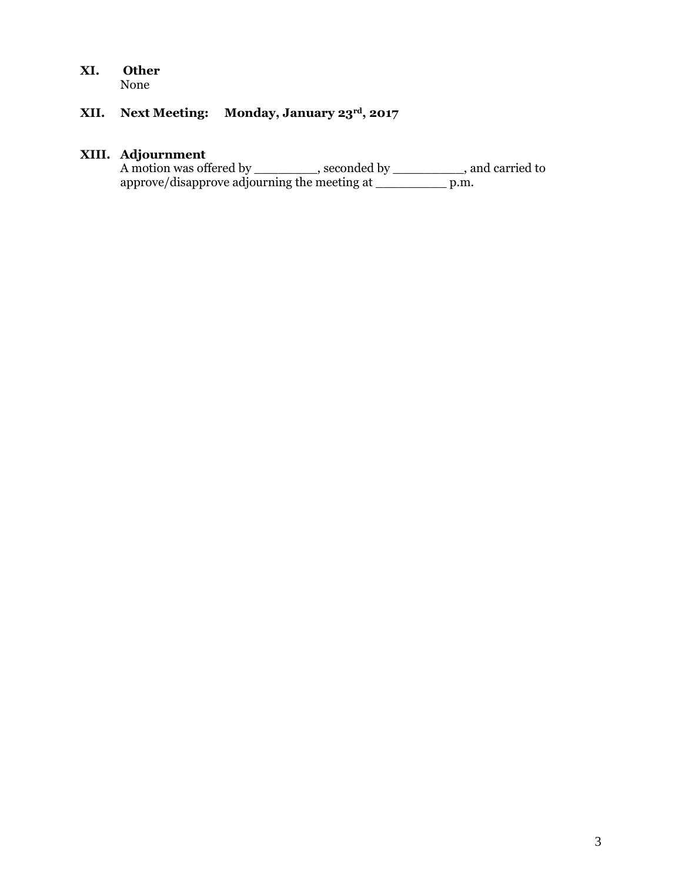**XI. Other**

None

**XII. Next Meeting: Monday, January 23rd, 2017**

**XIII. Adjournment**

A motion was offered by ________, seconded by _________, and carried to approve/disapprove adjourning the meeting at _________ p.m.